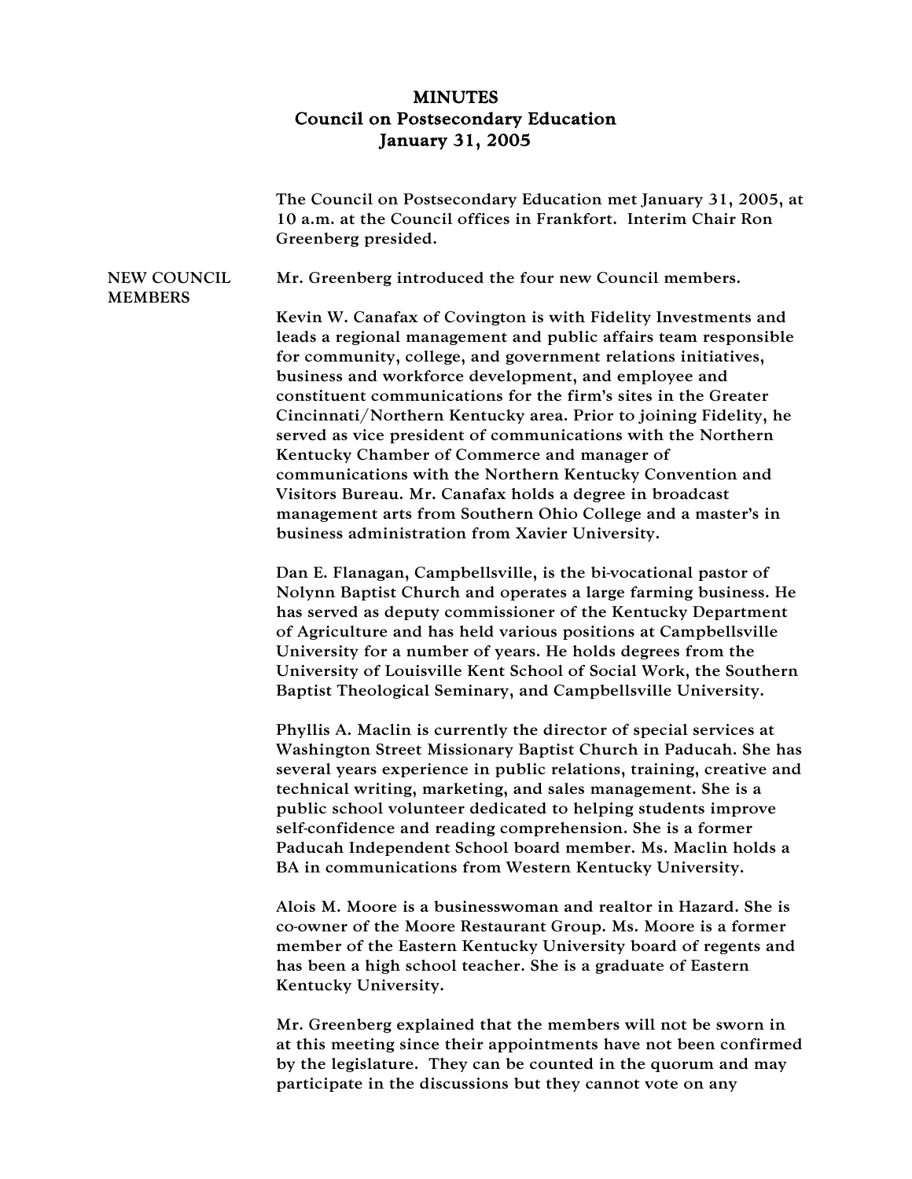# MINUTES
## Council on Postsecondary Education
### January 31, 2005

The Council on Postsecondary Education met January 31, 2005, at 10 a.m. at the Council offices in Frankfort. Interim Chair Ron Greenberg presided.

**NEW COUNCIL MEMBERS**

Mr. Greenberg introduced the four new Council members.

Kevin W. Canafax of Covington is with Fidelity Investments and leads a regional management and public affairs team responsible for community, college, and government relations initiatives, business and workforce development, and employee and constituent communications for the firm's sites in the Greater Cincinnati/Northern Kentucky area. Prior to joining Fidelity, he served as vice president of communications with the Northern Kentucky Chamber of Commerce and manager of communications with the Northern Kentucky Convention and Visitors Bureau. Mr. Canafax holds a degree in broadcast management arts from Southern Ohio College and a master's in business administration from Xavier University.

Dan E. Flanagan, Campbellsville, is the bi-vocational pastor of Nolynn Baptist Church and operates a large farming business. He has served as deputy commissioner of the Kentucky Department of Agriculture and has held various positions at Campbellsville University for a number of years. He holds degrees from the University of Louisville Kent School of Social Work, the Southern Baptist Theological Seminary, and Campbellsville University.

Phyllis A. Maclin is currently the director of special services at Washington Street Missionary Baptist Church in Paducah. She has several years experience in public relations, training, creative and technical writing, marketing, and sales management. She is a public school volunteer dedicated to helping students improve self-confidence and reading comprehension. She is a former Paducah Independent School board member. Ms. Maclin holds a BA in communications from Western Kentucky University.

Alois M. Moore is a businesswoman and realtor in Hazard. She is co-owner of the Moore Restaurant Group. Ms. Moore is a former member of the Eastern Kentucky University board of regents and has been a high school teacher. She is a graduate of Eastern Kentucky University.

Mr. Greenberg explained that the members will not be sworn in at this meeting since their appointments have not been confirmed by the legislature. They can be counted in the quorum and may participate in the discussions but they cannot vote on any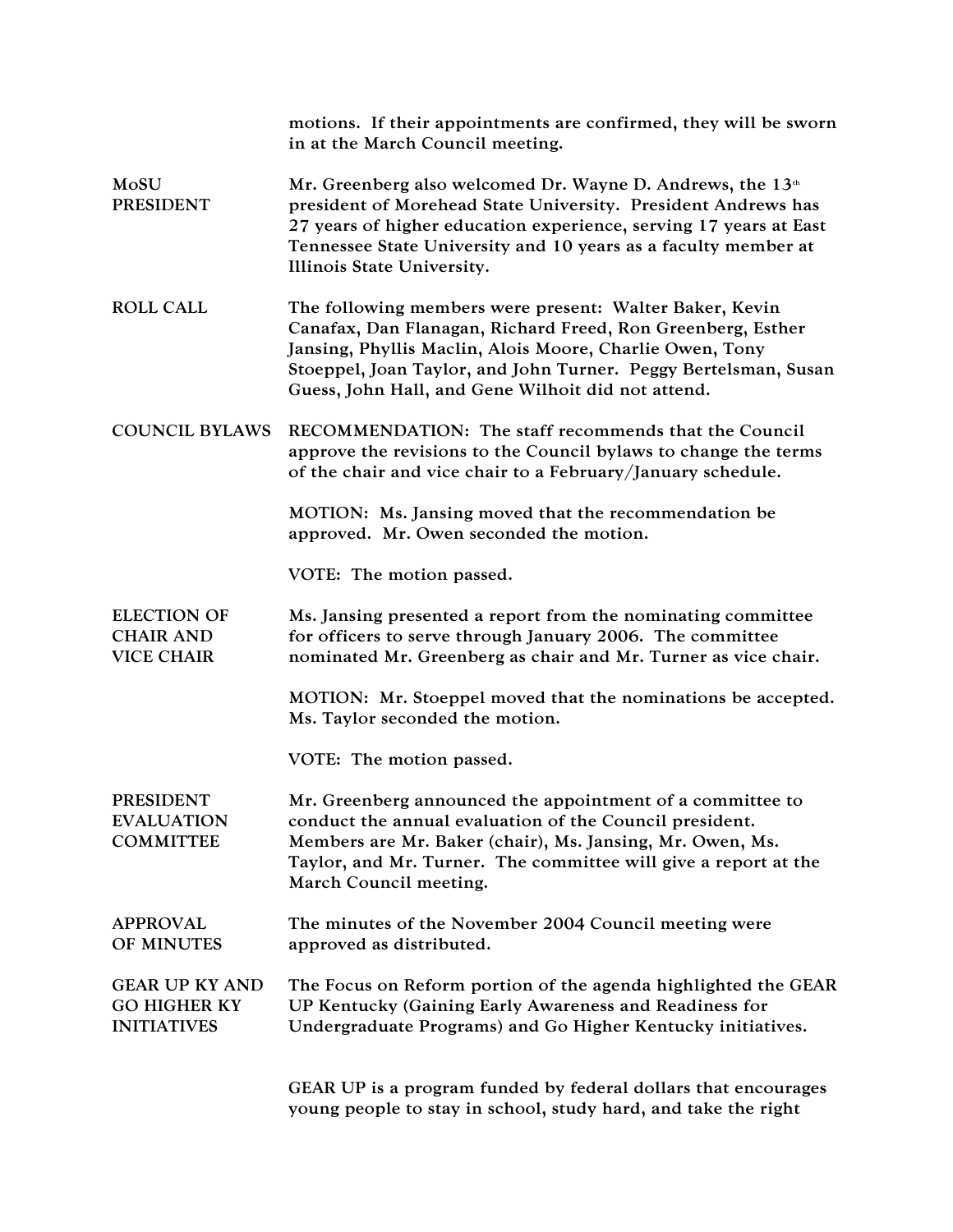motions. If their appointments are confirmed, they will be sworn in at the March Council meeting.

**MoSU PRESIDENT**

Mr. Greenberg also welcomed Dr. Wayne D. Andrews, the 13th president of Morehead State University. President Andrews has 27 years of higher education experience, serving 17 years at East Tennessee State University and 10 years as a faculty member at Illinois State University.

**ROLL CALL**

The following members were present: Walter Baker, Kevin Canafax, Dan Flanagan, Richard Freed, Ron Greenberg, Esther Jansing, Phyllis Maclin, Alois Moore, Charlie Owen, Tony Stoeppel, Joan Taylor, and John Turner. Peggy Bertelsman, Susan Guess, John Hall, and Gene Wilhoit did not attend.

**COUNCIL BYLAWS**

RECOMMENDATION: The staff recommends that the Council approve the revisions to the Council bylaws to change the terms of the chair and vice chair to a February/January schedule.

MOTION: Ms. Jansing moved that the recommendation be approved. Mr. Owen seconded the motion.

VOTE: The motion passed.

**ELECTION OF CHAIR AND VICE CHAIR**

Ms. Jansing presented a report from the nominating committee for officers to serve through January 2006. The committee nominated Mr. Greenberg as chair and Mr. Turner as vice chair.

MOTION: Mr. Stoeppel moved that the nominations be accepted. Ms. Taylor seconded the motion.

VOTE: The motion passed.

**PRESIDENT EVALUATION COMMITTEE**

Mr. Greenberg announced the appointment of a committee to conduct the annual evaluation of the Council president. Members are Mr. Baker (chair), Ms. Jansing, Mr. Owen, Ms. Taylor, and Mr. Turner. The committee will give a report at the March Council meeting.

**APPROVAL OF MINUTES**

The minutes of the November 2004 Council meeting were approved as distributed.

**GEAR UP KY AND GO HIGHER KY INITIATIVES**

The Focus on Reform portion of the agenda highlighted the GEAR UP Kentucky (Gaining Early Awareness and Readiness for Undergraduate Programs) and Go Higher Kentucky initiatives.

GEAR UP is a program funded by federal dollars that encourages young people to stay in school, study hard, and take the right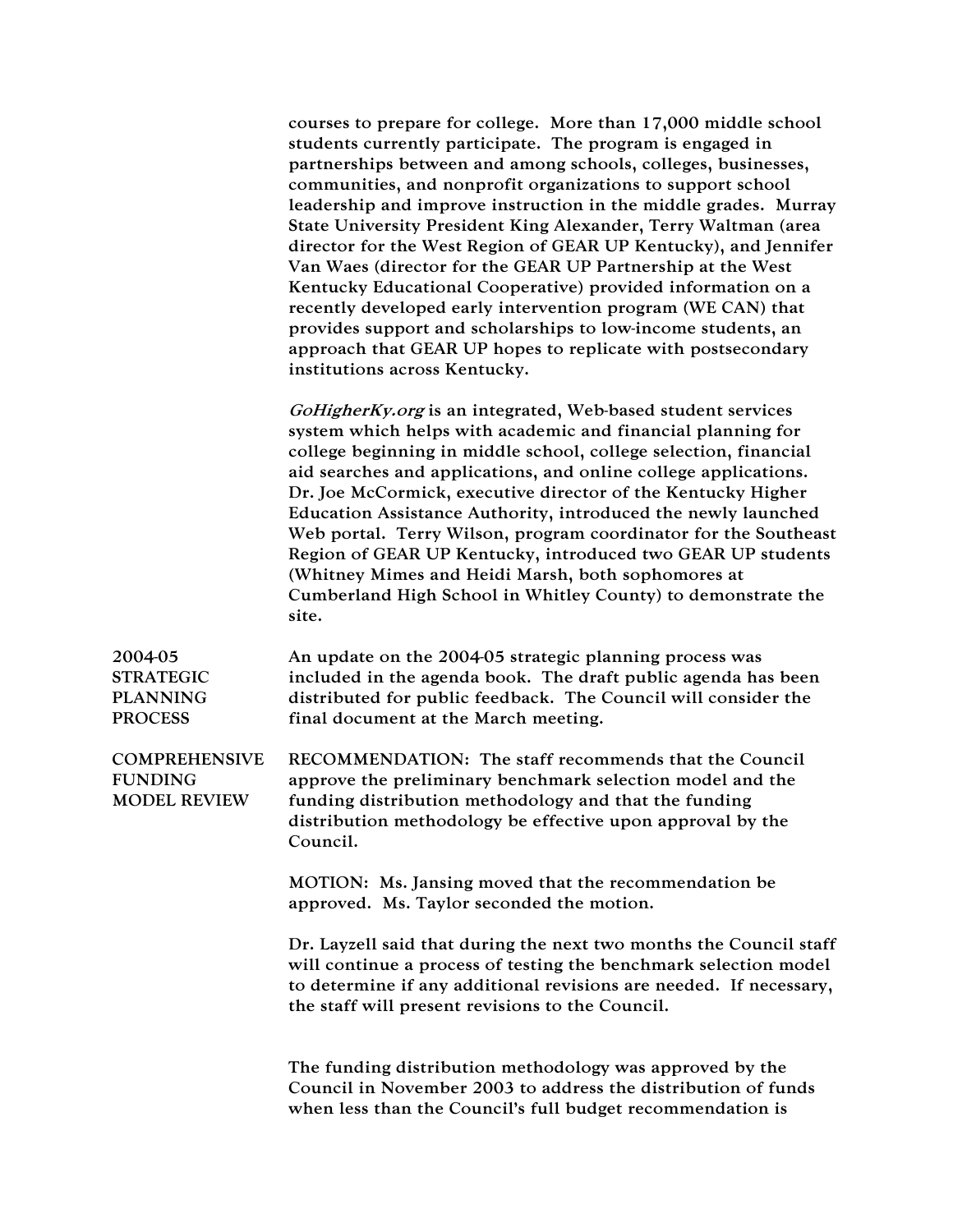courses to prepare for college. More than 17,000 middle school students currently participate. The program is engaged in partnerships between and among schools, colleges, businesses, communities, and nonprofit organizations to support school leadership and improve instruction in the middle grades. Murray State University President King Alexander, Terry Waltman (area director for the West Region of GEAR UP Kentucky), and Jennifer Van Waes (director for the GEAR UP Partnership at the West Kentucky Educational Cooperative) provided information on a recently developed early intervention program (WE CAN) that provides support and scholarships to low-income students, an approach that GEAR UP hopes to replicate with postsecondary institutions across Kentucky.

*GoHigherKy.org* is an integrated, Web-based student services system which helps with academic and financial planning for college beginning in middle school, college selection, financial aid searches and applications, and online college applications. Dr. Joe McCormick, executive director of the Kentucky Higher Education Assistance Authority, introduced the newly launched Web portal. Terry Wilson, program coordinator for the Southeast Region of GEAR UP Kentucky, introduced two GEAR UP students (Whitney Mimes and Heidi Marsh, both sophomores at Cumberland High School in Whitley County) to demonstrate the site.

**2004-05 STRATEGIC PLANNING PROCESS**

An update on the 2004-05 strategic planning process was included in the agenda book. The draft public agenda has been distributed for public feedback. The Council will consider the final document at the March meeting.

**COMPREHENSIVE FUNDING MODEL REVIEW**

RECOMMENDATION: The staff recommends that the Council approve the preliminary benchmark selection model and the funding distribution methodology and that the funding distribution methodology be effective upon approval by the Council.

MOTION: Ms. Jansing moved that the recommendation be approved. Ms. Taylor seconded the motion.

Dr. Layzell said that during the next two months the Council staff will continue a process of testing the benchmark selection model to determine if any additional revisions are needed. If necessary, the staff will present revisions to the Council.

The funding distribution methodology was approved by the Council in November 2003 to address the distribution of funds when less than the Council's full budget recommendation is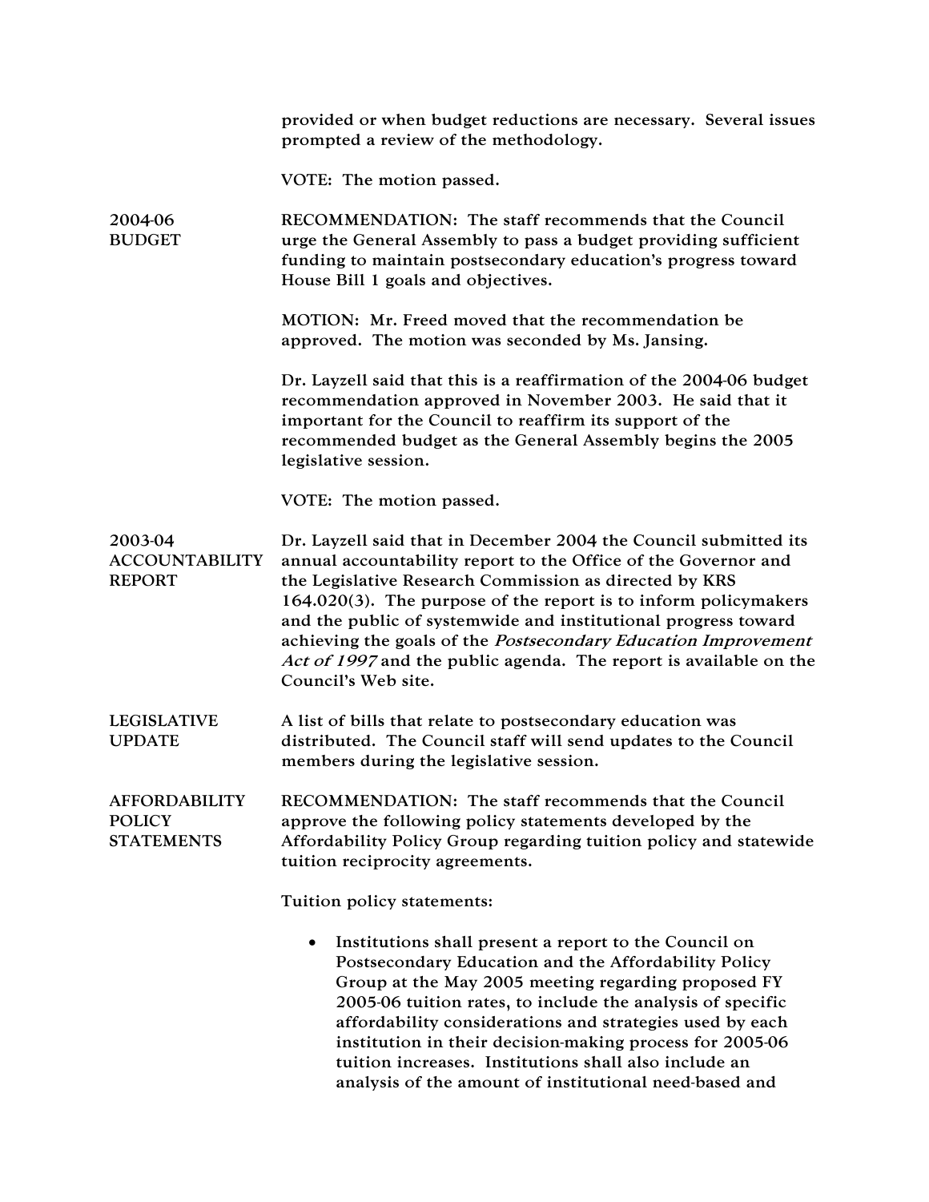provided or when budget reductions are necessary. Several issues prompted a review of the methodology.

VOTE: The motion passed.

**2004-06 BUDGET**

RECOMMENDATION: The staff recommends that the Council urge the General Assembly to pass a budget providing sufficient funding to maintain postsecondary education's progress toward House Bill 1 goals and objectives.

MOTION: Mr. Freed moved that the recommendation be approved. The motion was seconded by Ms. Jansing.

Dr. Layzell said that this is a reaffirmation of the 2004-06 budget recommendation approved in November 2003. He said that it important for the Council to reaffirm its support of the recommended budget as the General Assembly begins the 2005 legislative session.

VOTE: The motion passed.

**2003-04 ACCOUNTABILITY REPORT**

Dr. Layzell said that in December 2004 the Council submitted its annual accountability report to the Office of the Governor and the Legislative Research Commission as directed by KRS 164.020(3). The purpose of the report is to inform policymakers and the public of systemwide and institutional progress toward achieving the goals of the *Postsecondary Education Improvement Act of 1997* and the public agenda. The report is available on the Council's Web site.

**LEGISLATIVE UPDATE**

A list of bills that relate to postsecondary education was distributed. The Council staff will send updates to the Council members during the legislative session.

**AFFORDABILITY POLICY STATEMENTS**

RECOMMENDATION: The staff recommends that the Council approve the following policy statements developed by the Affordability Policy Group regarding tuition policy and statewide tuition reciprocity agreements.

Tuition policy statements:

- Institutions shall present a report to the Council on Postsecondary Education and the Affordability Policy Group at the May 2005 meeting regarding proposed FY 2005-06 tuition rates, to include the analysis of specific affordability considerations and strategies used by each institution in their decision-making process for 2005-06 tuition increases. Institutions shall also include an analysis of the amount of institutional need-based and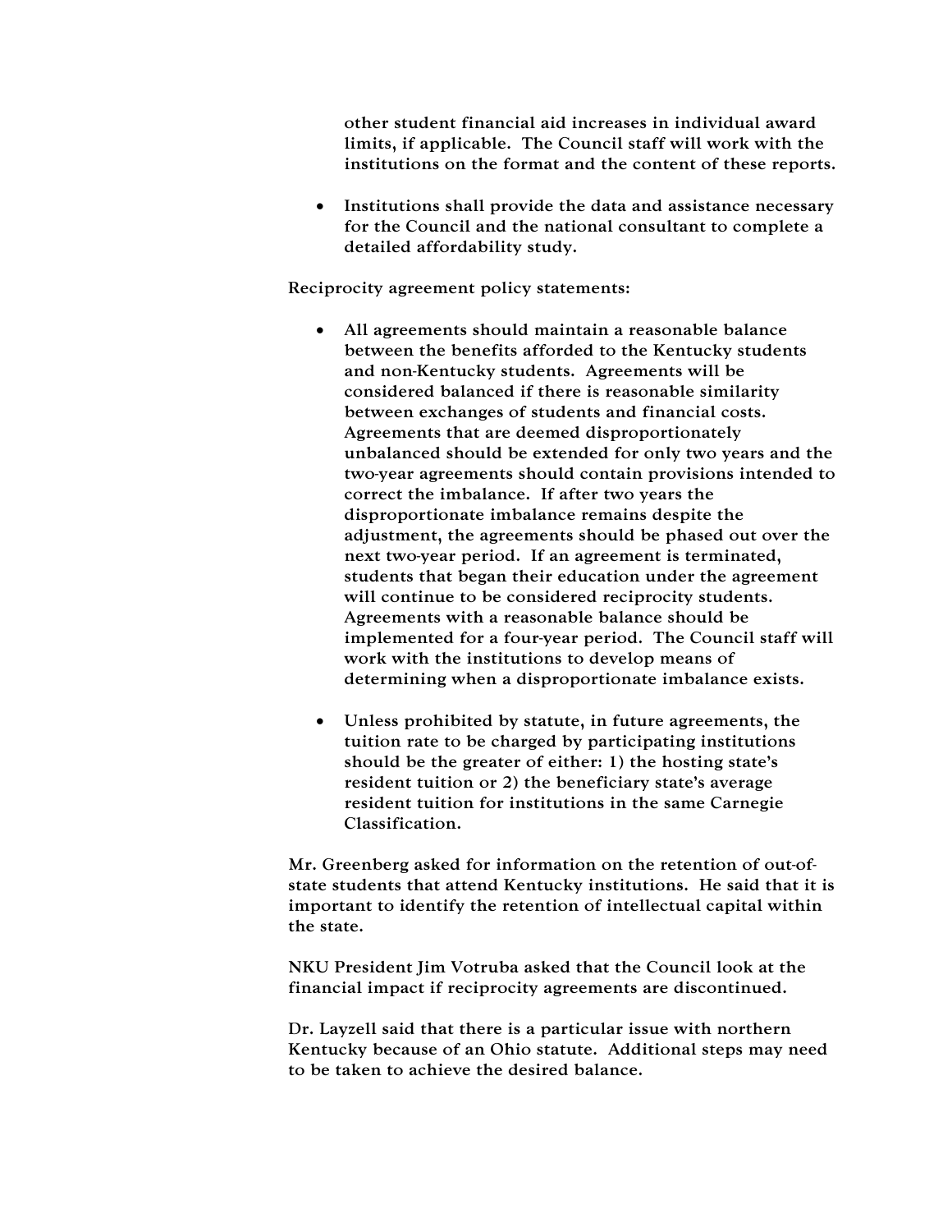other student financial aid increases in individual award limits, if applicable. The Council staff will work with the institutions on the format and the content of these reports.

- Institutions shall provide the data and assistance necessary for the Council and the national consultant to complete a detailed affordability study.

Reciprocity agreement policy statements:

- All agreements should maintain a reasonable balance between the benefits afforded to the Kentucky students and non-Kentucky students. Agreements will be considered balanced if there is reasonable similarity between exchanges of students and financial costs. Agreements that are deemed disproportionately unbalanced should be extended for only two years and the two-year agreements should contain provisions intended to correct the imbalance. If after two years the disproportionate imbalance remains despite the adjustment, the agreements should be phased out over the next two-year period. If an agreement is terminated, students that began their education under the agreement will continue to be considered reciprocity students. Agreements with a reasonable balance should be implemented for a four-year period. The Council staff will work with the institutions to develop means of determining when a disproportionate imbalance exists.

- Unless prohibited by statute, in future agreements, the tuition rate to be charged by participating institutions should be the greater of either: 1) the hosting state's resident tuition or 2) the beneficiary state's average resident tuition for institutions in the same Carnegie Classification.

Mr. Greenberg asked for information on the retention of out-of-state students that attend Kentucky institutions. He said that it is important to identify the retention of intellectual capital within the state.

NKU President Jim Votruba asked that the Council look at the financial impact if reciprocity agreements are discontinued.

Dr. Layzell said that there is a particular issue with northern Kentucky because of an Ohio statute. Additional steps may need to be taken to achieve the desired balance.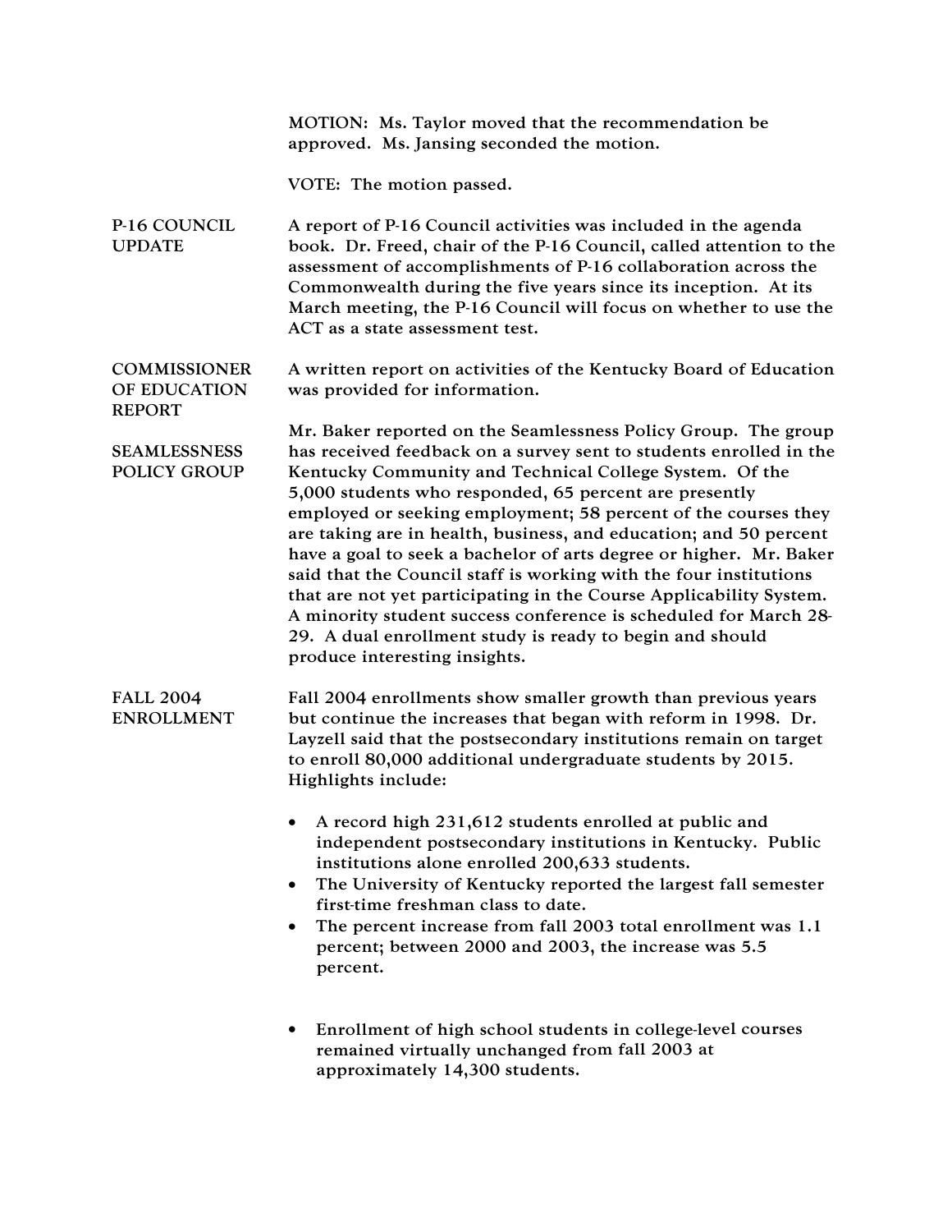MOTION: Ms. Taylor moved that the recommendation be approved. Ms. Jansing seconded the motion.

VOTE: The motion passed.

**P-16 COUNCIL UPDATE**

A report of P-16 Council activities was included in the agenda book. Dr. Freed, chair of the P-16 Council, called attention to the assessment of accomplishments of P-16 collaboration across the Commonwealth during the five years since its inception. At its March meeting, the P-16 Council will focus on whether to use the ACT as a state assessment test.

**COMMISSIONER OF EDUCATION REPORT**

A written report on activities of the Kentucky Board of Education was provided for information.

**SEAMLESSNESS POLICY GROUP**

Mr. Baker reported on the Seamlessness Policy Group. The group has received feedback on a survey sent to students enrolled in the Kentucky Community and Technical College System. Of the 5,000 students who responded, 65 percent are presently employed or seeking employment; 58 percent of the courses they are taking are in health, business, and education; and 50 percent have a goal to seek a bachelor of arts degree or higher. Mr. Baker said that the Council staff is working with the four institutions that are not yet participating in the Course Applicability System. A minority student success conference is scheduled for March 28-29. A dual enrollment study is ready to begin and should produce interesting insights.

**FALL 2004 ENROLLMENT**

Fall 2004 enrollments show smaller growth than previous years but continue the increases that began with reform in 1998. Dr. Layzell said that the postsecondary institutions remain on target to enroll 80,000 additional undergraduate students by 2015. Highlights include:

- A record high 231,612 students enrolled at public and independent postsecondary institutions in Kentucky. Public institutions alone enrolled 200,633 students.
- The University of Kentucky reported the largest fall semester first-time freshman class to date.
- The percent increase from fall 2003 total enrollment was 1.1 percent; between 2000 and 2003, the increase was 5.5 percent.

- Enrollment of high school students in college-level courses remained virtually unchanged from fall 2003 at approximately 14,300 students.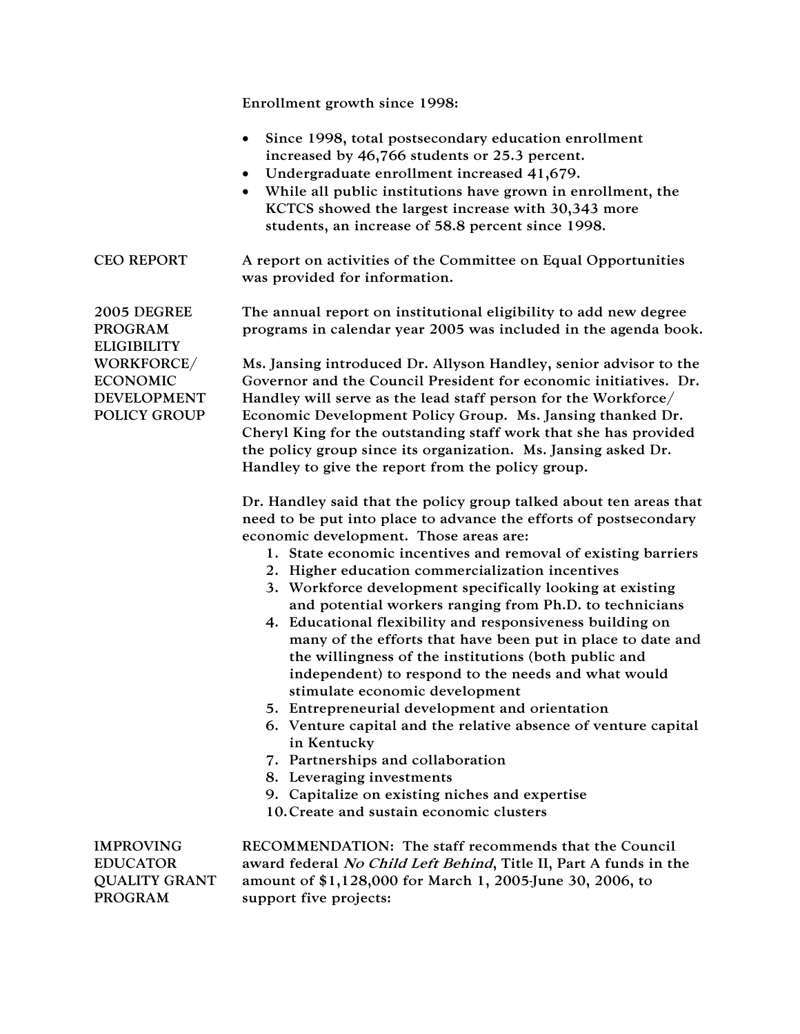Enrollment growth since 1998:

- Since 1998, total postsecondary education enrollment increased by 46,766 students or 25.3 percent.
- Undergraduate enrollment increased 41,679.
- While all public institutions have grown in enrollment, the KCTCS showed the largest increase with 30,343 more students, an increase of 58.8 percent since 1998.

**CEO REPORT**

A report on activities of the Committee on Equal Opportunities was provided for information.

**2005 DEGREE PROGRAM ELIGIBILITY**

The annual report on institutional eligibility to add new degree programs in calendar year 2005 was included in the agenda book.

**WORKFORCE/ ECONOMIC DEVELOPMENT POLICY GROUP**

Ms. Jansing introduced Dr. Allyson Handley, senior advisor to the Governor and the Council President for economic initiatives. Dr. Handley will serve as the lead staff person for the Workforce/ Economic Development Policy Group. Ms. Jansing thanked Dr. Cheryl King for the outstanding staff work that she has provided the policy group since its organization. Ms. Jansing asked Dr. Handley to give the report from the policy group.

Dr. Handley said that the policy group talked about ten areas that need to be put into place to advance the efforts of postsecondary economic development. Those areas are:

1. State economic incentives and removal of existing barriers
2. Higher education commercialization incentives
3. Workforce development specifically looking at existing and potential workers ranging from Ph.D. to technicians
4. Educational flexibility and responsiveness building on many of the efforts that have been put in place to date and the willingness of the institutions (both public and independent) to respond to the needs and what would stimulate economic development
5. Entrepreneurial development and orientation
6. Venture capital and the relative absence of venture capital in Kentucky
7. Partnerships and collaboration
8. Leveraging investments
9. Capitalize on existing niches and expertise
10. Create and sustain economic clusters

**IMPROVING EDUCATOR QUALITY GRANT PROGRAM**

RECOMMENDATION: The staff recommends that the Council award federal *No Child Left Behind*, Title II, Part A funds in the amount of $1,128,000 for March 1, 2005-June 30, 2006, to support five projects: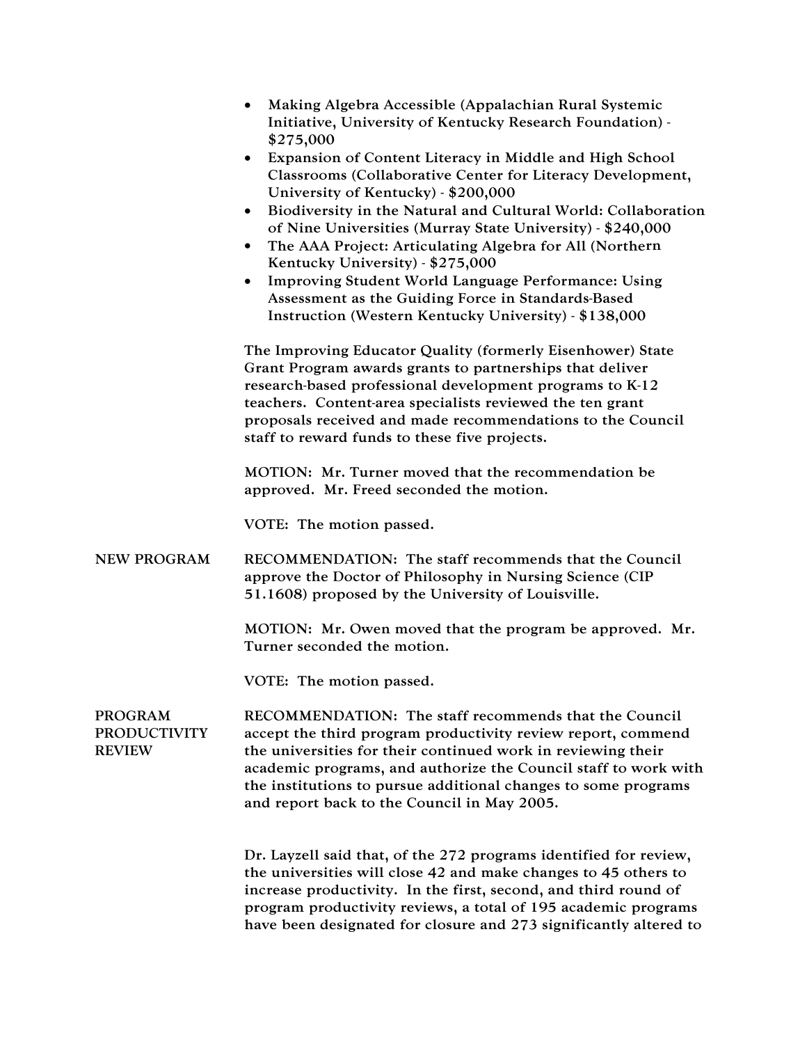- Making Algebra Accessible (Appalachian Rural Systemic Initiative, University of Kentucky Research Foundation) - $275,000
- Expansion of Content Literacy in Middle and High School Classrooms (Collaborative Center for Literacy Development, University of Kentucky) - $200,000
- Biodiversity in the Natural and Cultural World: Collaboration of Nine Universities (Murray State University) - $240,000
- The AAA Project: Articulating Algebra for All (Northern Kentucky University) - $275,000
- Improving Student World Language Performance: Using Assessment as the Guiding Force in Standards-Based Instruction (Western Kentucky University) - $138,000

The Improving Educator Quality (formerly Eisenhower) State Grant Program awards grants to partnerships that deliver research-based professional development programs to K-12 teachers. Content-area specialists reviewed the ten grant proposals received and made recommendations to the Council staff to reward funds to these five projects.

MOTION: Mr. Turner moved that the recommendation be approved. Mr. Freed seconded the motion.

VOTE: The motion passed.

**NEW PROGRAM**

RECOMMENDATION: The staff recommends that the Council approve the Doctor of Philosophy in Nursing Science (CIP 51.1608) proposed by the University of Louisville.

MOTION: Mr. Owen moved that the program be approved. Mr. Turner seconded the motion.

VOTE: The motion passed.

**PROGRAM PRODUCTIVITY REVIEW**

RECOMMENDATION: The staff recommends that the Council accept the third program productivity review report, commend the universities for their continued work in reviewing their academic programs, and authorize the Council staff to work with the institutions to pursue additional changes to some programs and report back to the Council in May 2005.

Dr. Layzell said that, of the 272 programs identified for review, the universities will close 42 and make changes to 45 others to increase productivity. In the first, second, and third round of program productivity reviews, a total of 195 academic programs have been designated for closure and 273 significantly altered to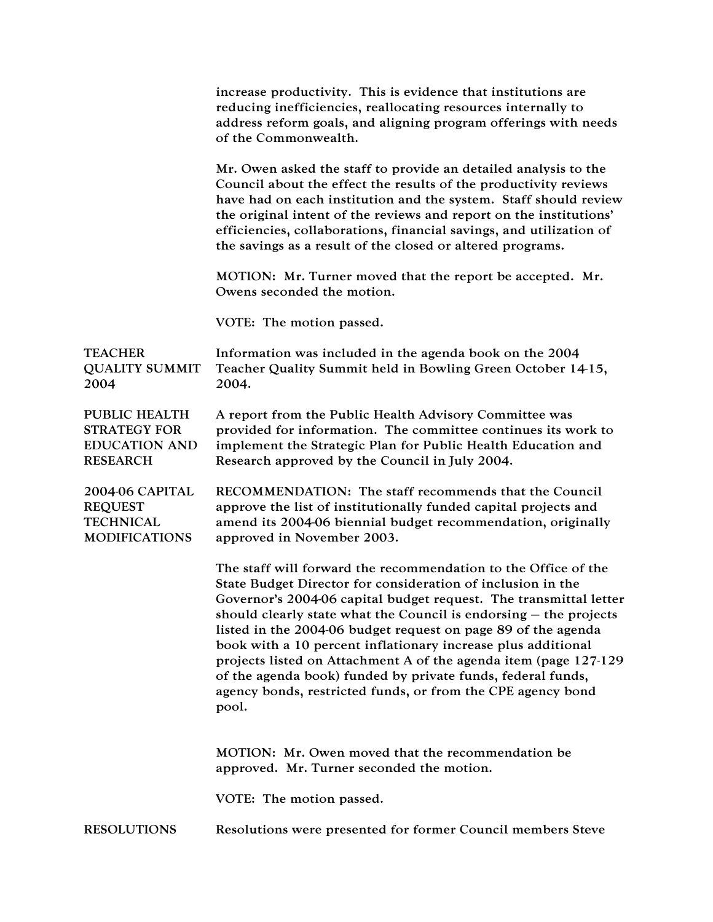increase productivity. This is evidence that institutions are reducing inefficiencies, reallocating resources internally to address reform goals, and aligning program offerings with needs of the Commonwealth.

Mr. Owen asked the staff to provide an detailed analysis to the Council about the effect the results of the productivity reviews have had on each institution and the system. Staff should review the original intent of the reviews and report on the institutions' efficiencies, collaborations, financial savings, and utilization of the savings as a result of the closed or altered programs.

MOTION: Mr. Turner moved that the report be accepted. Mr. Owens seconded the motion.

VOTE: The motion passed.

**TEACHER QUALITY SUMMIT 2004**

Information was included in the agenda book on the 2004 Teacher Quality Summit held in Bowling Green October 14-15, 2004.

**PUBLIC HEALTH STRATEGY FOR EDUCATION AND RESEARCH**

A report from the Public Health Advisory Committee was provided for information. The committee continues its work to implement the Strategic Plan for Public Health Education and Research approved by the Council in July 2004.

**2004-06 CAPITAL REQUEST TECHNICAL MODIFICATIONS**

RECOMMENDATION: The staff recommends that the Council approve the list of institutionally funded capital projects and amend its 2004-06 biennial budget recommendation, originally approved in November 2003.

The staff will forward the recommendation to the Office of the State Budget Director for consideration of inclusion in the Governor's 2004-06 capital budget request. The transmittal letter should clearly state what the Council is endorsing – the projects listed in the 2004-06 budget request on page 89 of the agenda book with a 10 percent inflationary increase plus additional projects listed on Attachment A of the agenda item (page 127-129 of the agenda book) funded by private funds, federal funds, agency bonds, restricted funds, or from the CPE agency bond pool.

MOTION: Mr. Owen moved that the recommendation be approved. Mr. Turner seconded the motion.

VOTE: The motion passed.

**RESOLUTIONS**

Resolutions were presented for former Council members Steve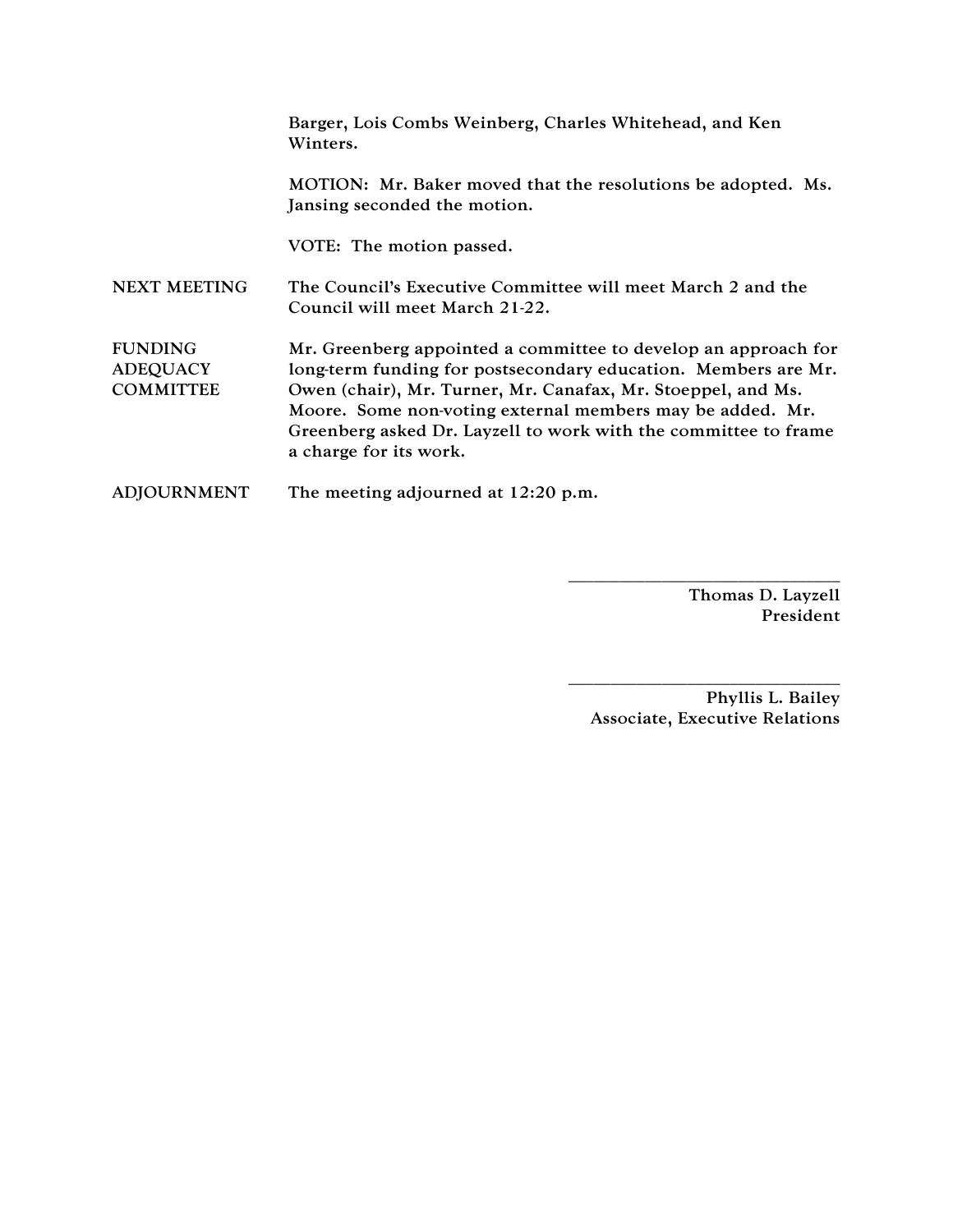Barger, Lois Combs Weinberg, Charles Whitehead, and Ken Winters.

MOTION: Mr. Baker moved that the resolutions be adopted. Ms. Jansing seconded the motion.

VOTE: The motion passed.

**NEXT MEETING**

The Council's Executive Committee will meet March 2 and the Council will meet March 21-22.

**FUNDING ADEQUACY COMMITTEE**

Mr. Greenberg appointed a committee to develop an approach for long-term funding for postsecondary education. Members are Mr. Owen (chair), Mr. Turner, Mr. Canafax, Mr. Stoeppel, and Ms. Moore. Some non-voting external members may be added. Mr. Greenberg asked Dr. Layzell to work with the committee to frame a charge for its work.

**ADJOURNMENT**

The meeting adjourned at 12:20 p.m.

\_\_\_\_\_\_\_\_\_\_\_\_\_\_\_\_\_\_\_\_\_\_\_\_\_\_\_\_\_\_
Thomas D. Layzell
President

\_\_\_\_\_\_\_\_\_\_\_\_\_\_\_\_\_\_\_\_\_\_\_\_\_\_\_\_\_\_
Phyllis L. Bailey
Associate, Executive Relations